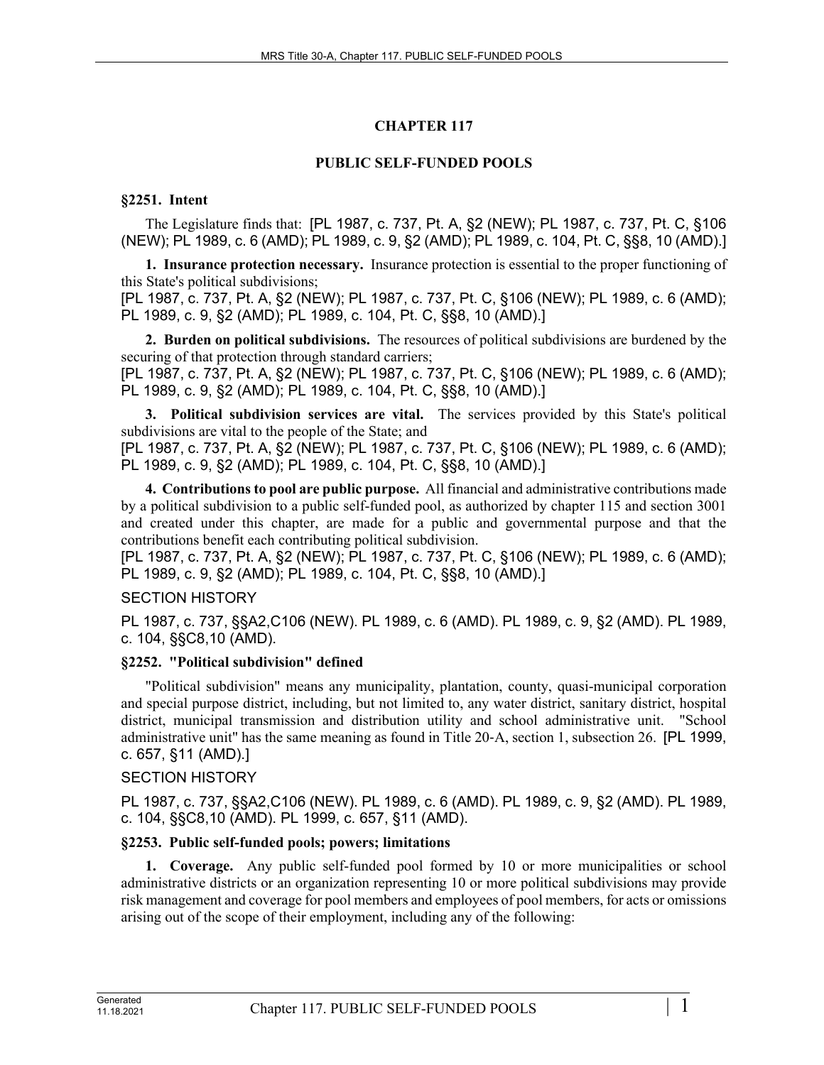# CHAPTER 117

## PUBLIC SELF-FUNDED POOLS

### §2251. Intent

The Legislature finds that: [PL 1987, c. 737, Pt. A, §2 (NEW); PL 1987, c. 737, Pt. C, §106 (NEW); PL 1989, c. 6 (AMD); PL 1989, c. 9, §2 (AMD); PL 1989, c. 104, Pt. C, §§8, 10 (AMD).]

**1. Insurance protection necessary.** Insurance protection is essential to the proper functioning of this State's political subdivisions;

[PL 1987, c. 737, Pt. A, §2 (NEW); PL 1987, c. 737, Pt. C, §106 (NEW); PL 1989, c. 6 (AMD); PL 1989, c. 9, §2 (AMD); PL 1989, c. 104, Pt. C, §§8, 10 (AMD).]

**2. Burden on political subdivisions.** The resources of political subdivisions are burdened by the securing of that protection through standard carriers;

[PL 1987, c. 737, Pt. A, §2 (NEW); PL 1987, c. 737, Pt. C, §106 (NEW); PL 1989, c. 6 (AMD); PL 1989, c. 9, §2 (AMD); PL 1989, c. 104, Pt. C, §§8, 10 (AMD).]

**3. Political subdivision services are vital.** The services provided by this State's political subdivisions are vital to the people of the State; and

[PL 1987, c. 737, Pt. A, §2 (NEW); PL 1987, c. 737, Pt. C, §106 (NEW); PL 1989, c. 6 (AMD); PL 1989, c. 9, §2 (AMD); PL 1989, c. 104, Pt. C, §§8, 10 (AMD).]

**4. Contributions to pool are public purpose.** All financial and administrative contributions made by a political subdivision to a public self-funded pool, as authorized by chapter 115 and section 3001 and created under this chapter, are made for a public and governmental purpose and that the contributions benefit each contributing political subdivision.

[PL 1987, c. 737, Pt. A, §2 (NEW); PL 1987, c. 737, Pt. C, §106 (NEW); PL 1989, c. 6 (AMD); PL 1989, c. 9, §2 (AMD); PL 1989, c. 104, Pt. C, §§8, 10 (AMD).]

SECTION HISTORY

PL 1987, c. 737, §§A2,C106 (NEW). PL 1989, c. 6 (AMD). PL 1989, c. 9, §2 (AMD). PL 1989, c. 104, §§C8,10 (AMD).

### §2252. "Political subdivision" defined

"Political subdivision" means any municipality, plantation, county, quasi-municipal corporation and special purpose district, including, but not limited to, any water district, sanitary district, hospital district, municipal transmission and distribution utility and school administrative unit. "School administrative unit" has the same meaning as found in Title 20-A, section 1, subsection 26. [PL 1999, c. 657, §11 (AMD).]

SECTION HISTORY

PL 1987, c. 737, §§A2,C106 (NEW). PL 1989, c. 6 (AMD). PL 1989, c. 9, §2 (AMD). PL 1989, c. 104, §§C8,10 (AMD). PL 1999, c. 657, §11 (AMD).

### §2253. Public self-funded pools; powers; limitations

**1. Coverage.** Any public self-funded pool formed by 10 or more municipalities or school administrative districts or an organization representing 10 or more political subdivisions may provide risk management and coverage for pool members and employees of pool members, for acts or omissions arising out of the scope of their employment, including any of the following: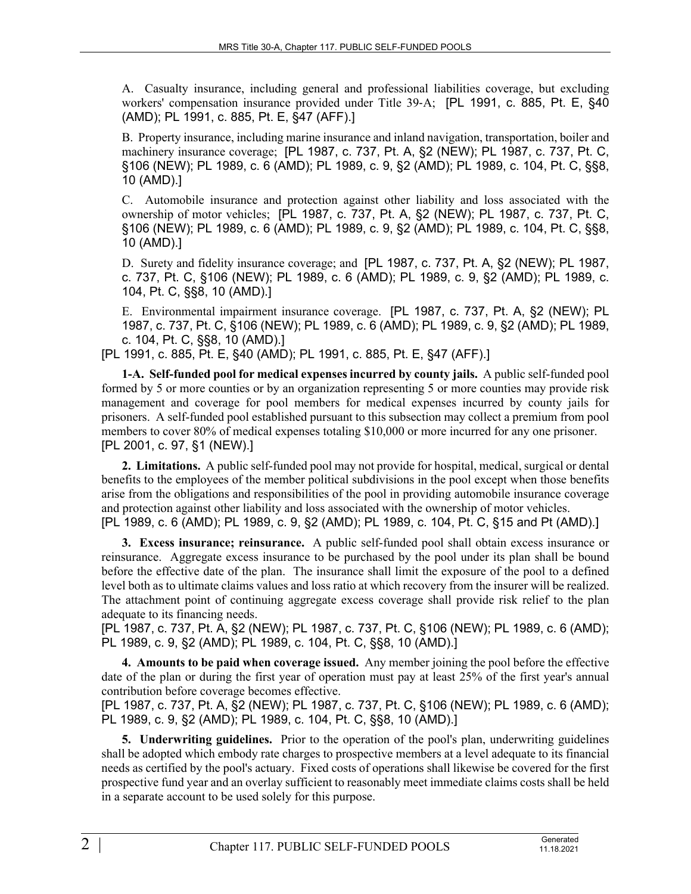A. Casualty insurance, including general and professional liabilities coverage, but excluding workers' compensation insurance provided under Title 39-A; [PL 1991, c. 885, Pt. E, §40 (AMD); PL 1991, c. 885, Pt. E, §47 (AFF).]

B. Property insurance, including marine insurance and inland navigation, transportation, boiler and machinery insurance coverage; [PL 1987, c. 737, Pt. A, §2 (NEW); PL 1987, c. 737, Pt. C, §106 (NEW); PL 1989, c. 6 (AMD); PL 1989, c. 9, §2 (AMD); PL 1989, c. 104, Pt. C, §§8, 10 (AMD).]

C. Automobile insurance and protection against other liability and loss associated with the ownership of motor vehicles; [PL 1987, c. 737, Pt. A, §2 (NEW); PL 1987, c. 737, Pt. C, §106 (NEW); PL 1989, c. 6 (AMD); PL 1989, c. 9, §2 (AMD); PL 1989, c. 104, Pt. C, §§8, 10 (AMD).]

D. Surety and fidelity insurance coverage; and [PL 1987, c. 737, Pt. A, §2 (NEW); PL 1987, c. 737, Pt. C, §106 (NEW); PL 1989, c. 6 (AMD); PL 1989, c. 9, §2 (AMD); PL 1989, c. 104, Pt. C, §§8, 10 (AMD).]

E. Environmental impairment insurance coverage. [PL 1987, c. 737, Pt. A, §2 (NEW); PL 1987, c. 737, Pt. C, §106 (NEW); PL 1989, c. 6 (AMD); PL 1989, c. 9, §2 (AMD); PL 1989, c. 104, Pt. C, §§8, 10 (AMD).]

[PL 1991, c. 885, Pt. E, §40 (AMD); PL 1991, c. 885, Pt. E, §47 (AFF).]

**1-A. Self-funded pool for medical expenses incurred by county jails.** A public self-funded pool formed by 5 or more counties or by an organization representing 5 or more counties may provide risk management and coverage for pool members for medical expenses incurred by county jails for prisoners. A self-funded pool established pursuant to this subsection may collect a premium from pool members to cover 80% of medical expenses totaling $10,000 or more incurred for any one prisoner.
[PL 2001, c. 97, §1 (NEW).]

**2. Limitations.** A public self-funded pool may not provide for hospital, medical, surgical or dental benefits to the employees of the member political subdivisions in the pool except when those benefits arise from the obligations and responsibilities of the pool in providing automobile insurance coverage and protection against other liability and loss associated with the ownership of motor vehicles.
[PL 1989, c. 6 (AMD); PL 1989, c. 9, §2 (AMD); PL 1989, c. 104, Pt. C, §15 and Pt (AMD).]

**3. Excess insurance; reinsurance.** A public self-funded pool shall obtain excess insurance or reinsurance. Aggregate excess insurance to be purchased by the pool under its plan shall be bound before the effective date of the plan. The insurance shall limit the exposure of the pool to a defined level both as to ultimate claims values and loss ratio at which recovery from the insurer will be realized. The attachment point of continuing aggregate excess coverage shall provide risk relief to the plan adequate to its financing needs.
[PL 1987, c. 737, Pt. A, §2 (NEW); PL 1987, c. 737, Pt. C, §106 (NEW); PL 1989, c. 6 (AMD); PL 1989, c. 9, §2 (AMD); PL 1989, c. 104, Pt. C, §§8, 10 (AMD).]

**4. Amounts to be paid when coverage issued.** Any member joining the pool before the effective date of the plan or during the first year of operation must pay at least 25% of the first year's annual contribution before coverage becomes effective.
[PL 1987, c. 737, Pt. A, §2 (NEW); PL 1987, c. 737, Pt. C, §106 (NEW); PL 1989, c. 6 (AMD); PL 1989, c. 9, §2 (AMD); PL 1989, c. 104, Pt. C, §§8, 10 (AMD).]

**5. Underwriting guidelines.** Prior to the operation of the pool's plan, underwriting guidelines shall be adopted which embody rate charges to prospective members at a level adequate to its financial needs as certified by the pool's actuary. Fixed costs of operations shall likewise be covered for the first prospective fund year and an overlay sufficient to reasonably meet immediate claims costs shall be held in a separate account to be used solely for this purpose.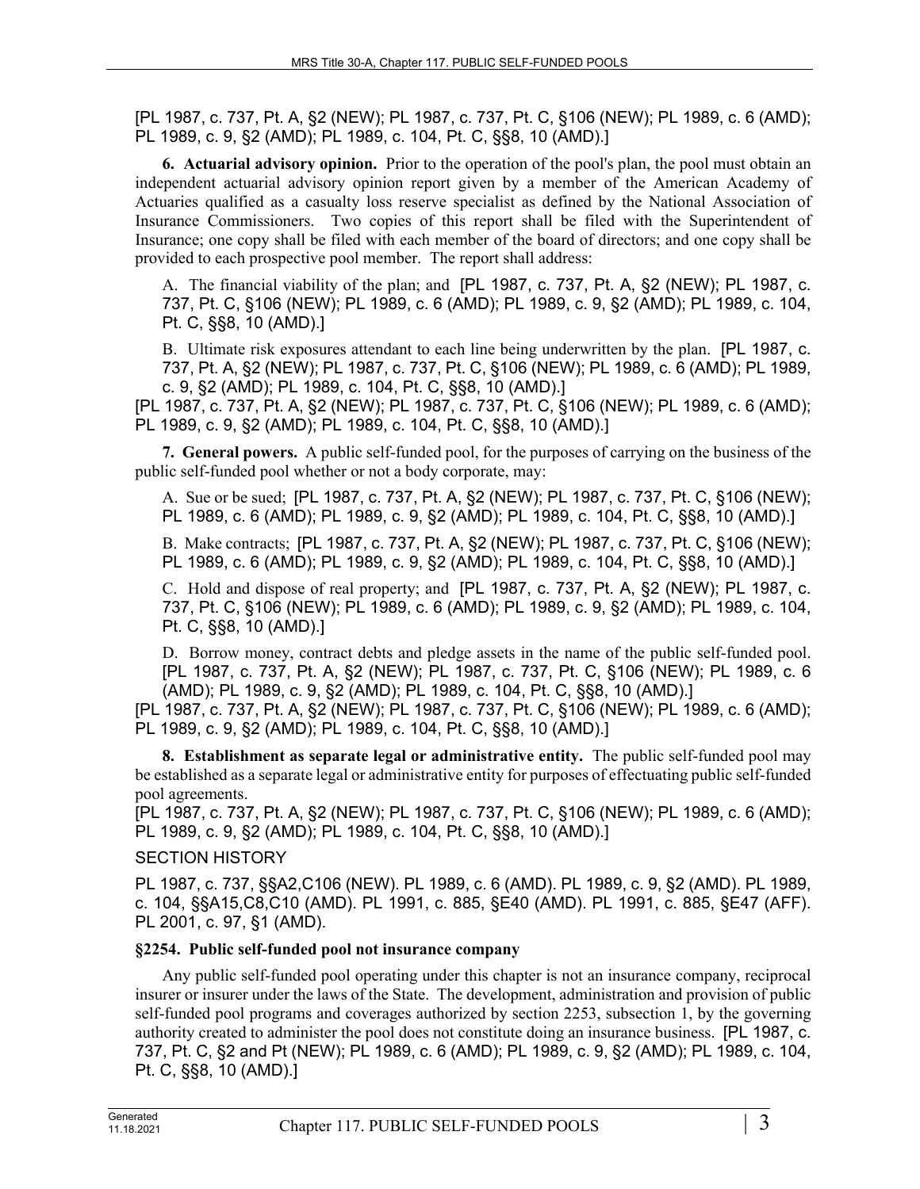[PL 1987, c. 737, Pt. A, §2 (NEW); PL 1987, c. 737, Pt. C, §106 (NEW); PL 1989, c. 6 (AMD); PL 1989, c. 9, §2 (AMD); PL 1989, c. 104, Pt. C, §§8, 10 (AMD).]

**6. Actuarial advisory opinion.** Prior to the operation of the pool's plan, the pool must obtain an independent actuarial advisory opinion report given by a member of the American Academy of Actuaries qualified as a casualty loss reserve specialist as defined by the National Association of Insurance Commissioners. Two copies of this report shall be filed with the Superintendent of Insurance; one copy shall be filed with each member of the board of directors; and one copy shall be provided to each prospective pool member. The report shall address:

A. The financial viability of the plan; and [PL 1987, c. 737, Pt. A, §2 (NEW); PL 1987, c. 737, Pt. C, §106 (NEW); PL 1989, c. 6 (AMD); PL 1989, c. 9, §2 (AMD); PL 1989, c. 104, Pt. C, §§8, 10 (AMD).]

B. Ultimate risk exposures attendant to each line being underwritten by the plan. [PL 1987, c. 737, Pt. A, §2 (NEW); PL 1987, c. 737, Pt. C, §106 (NEW); PL 1989, c. 6 (AMD); PL 1989, c. 9, §2 (AMD); PL 1989, c. 104, Pt. C, §§8, 10 (AMD).]

[PL 1987, c. 737, Pt. A, §2 (NEW); PL 1987, c. 737, Pt. C, §106 (NEW); PL 1989, c. 6 (AMD); PL 1989, c. 9, §2 (AMD); PL 1989, c. 104, Pt. C, §§8, 10 (AMD).]

**7. General powers.** A public self-funded pool, for the purposes of carrying on the business of the public self-funded pool whether or not a body corporate, may:

A. Sue or be sued; [PL 1987, c. 737, Pt. A, §2 (NEW); PL 1987, c. 737, Pt. C, §106 (NEW); PL 1989, c. 6 (AMD); PL 1989, c. 9, §2 (AMD); PL 1989, c. 104, Pt. C, §§8, 10 (AMD).]

B. Make contracts; [PL 1987, c. 737, Pt. A, §2 (NEW); PL 1987, c. 737, Pt. C, §106 (NEW); PL 1989, c. 6 (AMD); PL 1989, c. 9, §2 (AMD); PL 1989, c. 104, Pt. C, §§8, 10 (AMD).]

C. Hold and dispose of real property; and [PL 1987, c. 737, Pt. A, §2 (NEW); PL 1987, c. 737, Pt. C, §106 (NEW); PL 1989, c. 6 (AMD); PL 1989, c. 9, §2 (AMD); PL 1989, c. 104, Pt. C, §§8, 10 (AMD).]

D. Borrow money, contract debts and pledge assets in the name of the public self-funded pool. [PL 1987, c. 737, Pt. A, §2 (NEW); PL 1987, c. 737, Pt. C, §106 (NEW); PL 1989, c. 6 (AMD); PL 1989, c. 9, §2 (AMD); PL 1989, c. 104, Pt. C, §§8, 10 (AMD).]

[PL 1987, c. 737, Pt. A, §2 (NEW); PL 1987, c. 737, Pt. C, §106 (NEW); PL 1989, c. 6 (AMD); PL 1989, c. 9, §2 (AMD); PL 1989, c. 104, Pt. C, §§8, 10 (AMD).]

**8. Establishment as separate legal or administrative entity.** The public self-funded pool may be established as a separate legal or administrative entity for purposes of effectuating public self-funded pool agreements.

[PL 1987, c. 737, Pt. A, §2 (NEW); PL 1987, c. 737, Pt. C, §106 (NEW); PL 1989, c. 6 (AMD); PL 1989, c. 9, §2 (AMD); PL 1989, c. 104, Pt. C, §§8, 10 (AMD).]

SECTION HISTORY

PL 1987, c. 737, §§A2,C106 (NEW). PL 1989, c. 6 (AMD). PL 1989, c. 9, §2 (AMD). PL 1989, c. 104, §§A15,C8,C10 (AMD). PL 1991, c. 885, §E40 (AMD). PL 1991, c. 885, §E47 (AFF). PL 2001, c. 97, §1 (AMD).

### §2254. Public self-funded pool not insurance company

Any public self-funded pool operating under this chapter is not an insurance company, reciprocal insurer or insurer under the laws of the State. The development, administration and provision of public self-funded pool programs and coverages authorized by section 2253, subsection 1, by the governing authority created to administer the pool does not constitute doing an insurance business. [PL 1987, c. 737, Pt. C, §2 and Pt (NEW); PL 1989, c. 6 (AMD); PL 1989, c. 9, §2 (AMD); PL 1989, c. 104, Pt. C, §§8, 10 (AMD).]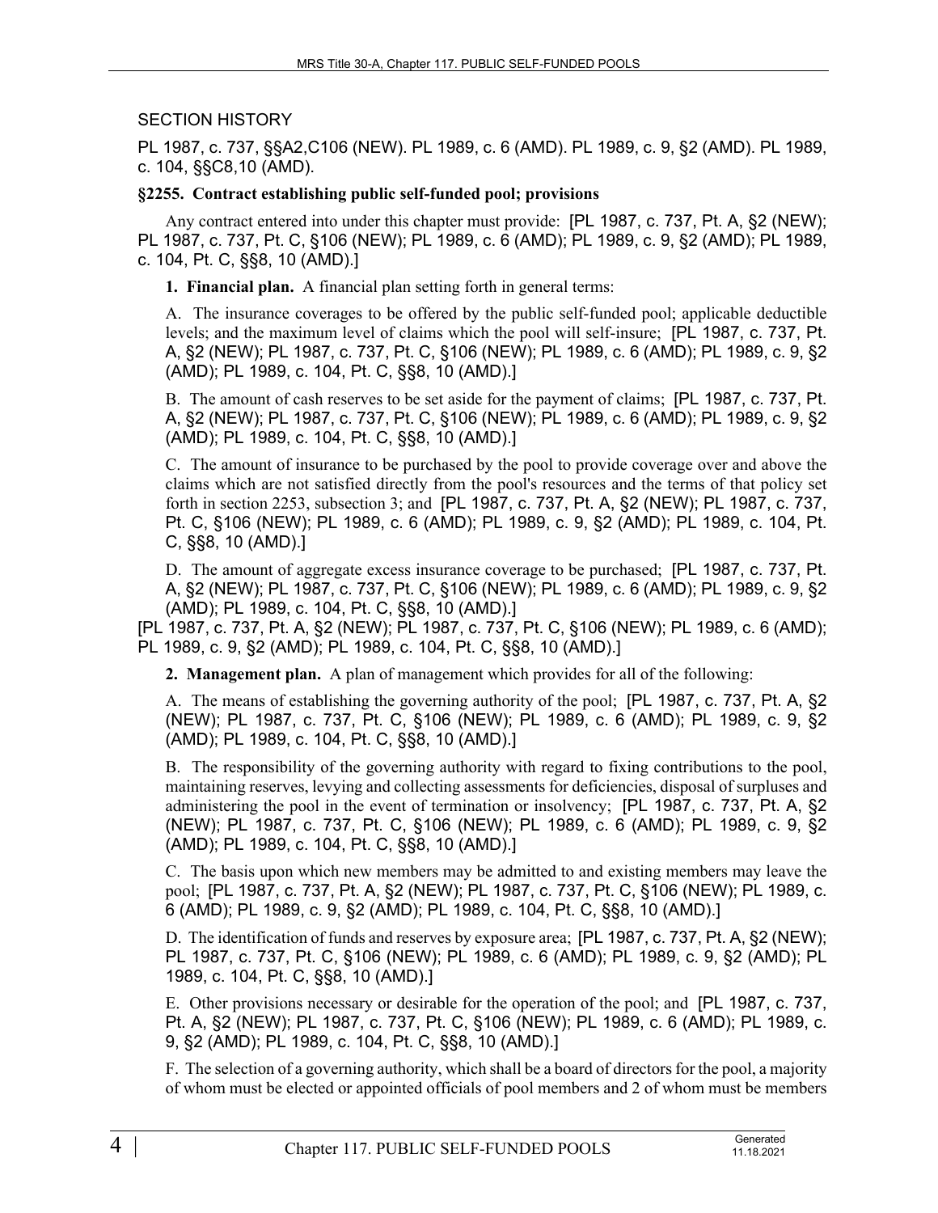SECTION HISTORY

PL 1987, c. 737, §§A2,C106 (NEW). PL 1989, c. 6 (AMD). PL 1989, c. 9, §2 (AMD). PL 1989, c. 104, §§C8,10 (AMD).

**§2255. Contract establishing public self-funded pool; provisions**

Any contract entered into under this chapter must provide: [PL 1987, c. 737, Pt. A, §2 (NEW); PL 1987, c. 737, Pt. C, §106 (NEW); PL 1989, c. 6 (AMD); PL 1989, c. 9, §2 (AMD); PL 1989, c. 104, Pt. C, §§8, 10 (AMD).]

**1. Financial plan.** A financial plan setting forth in general terms:

A. The insurance coverages to be offered by the public self-funded pool; applicable deductible levels; and the maximum level of claims which the pool will self-insure; [PL 1987, c. 737, Pt. A, §2 (NEW); PL 1987, c. 737, Pt. C, §106 (NEW); PL 1989, c. 6 (AMD); PL 1989, c. 9, §2 (AMD); PL 1989, c. 104, Pt. C, §§8, 10 (AMD).]

B. The amount of cash reserves to be set aside for the payment of claims; [PL 1987, c. 737, Pt. A, §2 (NEW); PL 1987, c. 737, Pt. C, §106 (NEW); PL 1989, c. 6 (AMD); PL 1989, c. 9, §2 (AMD); PL 1989, c. 104, Pt. C, §§8, 10 (AMD).]

C. The amount of insurance to be purchased by the pool to provide coverage over and above the claims which are not satisfied directly from the pool's resources and the terms of that policy set forth in section 2253, subsection 3; and [PL 1987, c. 737, Pt. A, §2 (NEW); PL 1987, c. 737, Pt. C, §106 (NEW); PL 1989, c. 6 (AMD); PL 1989, c. 9, §2 (AMD); PL 1989, c. 104, Pt. C, §§8, 10 (AMD).]

D. The amount of aggregate excess insurance coverage to be purchased; [PL 1987, c. 737, Pt. A, §2 (NEW); PL 1987, c. 737, Pt. C, §106 (NEW); PL 1989, c. 6 (AMD); PL 1989, c. 9, §2 (AMD); PL 1989, c. 104, Pt. C, §§8, 10 (AMD).]

[PL 1987, c. 737, Pt. A, §2 (NEW); PL 1987, c. 737, Pt. C, §106 (NEW); PL 1989, c. 6 (AMD); PL 1989, c. 9, §2 (AMD); PL 1989, c. 104, Pt. C, §§8, 10 (AMD).]

**2. Management plan.** A plan of management which provides for all of the following:

A. The means of establishing the governing authority of the pool; [PL 1987, c. 737, Pt. A, §2 (NEW); PL 1987, c. 737, Pt. C, §106 (NEW); PL 1989, c. 6 (AMD); PL 1989, c. 9, §2 (AMD); PL 1989, c. 104, Pt. C, §§8, 10 (AMD).]

B. The responsibility of the governing authority with regard to fixing contributions to the pool, maintaining reserves, levying and collecting assessments for deficiencies, disposal of surpluses and administering the pool in the event of termination or insolvency; [PL 1987, c. 737, Pt. A, §2 (NEW); PL 1987, c. 737, Pt. C, §106 (NEW); PL 1989, c. 6 (AMD); PL 1989, c. 9, §2 (AMD); PL 1989, c. 104, Pt. C, §§8, 10 (AMD).]

C. The basis upon which new members may be admitted to and existing members may leave the pool; [PL 1987, c. 737, Pt. A, §2 (NEW); PL 1987, c. 737, Pt. C, §106 (NEW); PL 1989, c. 6 (AMD); PL 1989, c. 9, §2 (AMD); PL 1989, c. 104, Pt. C, §§8, 10 (AMD).]

D. The identification of funds and reserves by exposure area; [PL 1987, c. 737, Pt. A, §2 (NEW); PL 1987, c. 737, Pt. C, §106 (NEW); PL 1989, c. 6 (AMD); PL 1989, c. 9, §2 (AMD); PL 1989, c. 104, Pt. C, §§8, 10 (AMD).]

E. Other provisions necessary or desirable for the operation of the pool; and [PL 1987, c. 737, Pt. A, §2 (NEW); PL 1987, c. 737, Pt. C, §106 (NEW); PL 1989, c. 6 (AMD); PL 1989, c. 9, §2 (AMD); PL 1989, c. 104, Pt. C, §§8, 10 (AMD).]

F. The selection of a governing authority, which shall be a board of directors for the pool, a majority of whom must be elected or appointed officials of pool members and 2 of whom must be members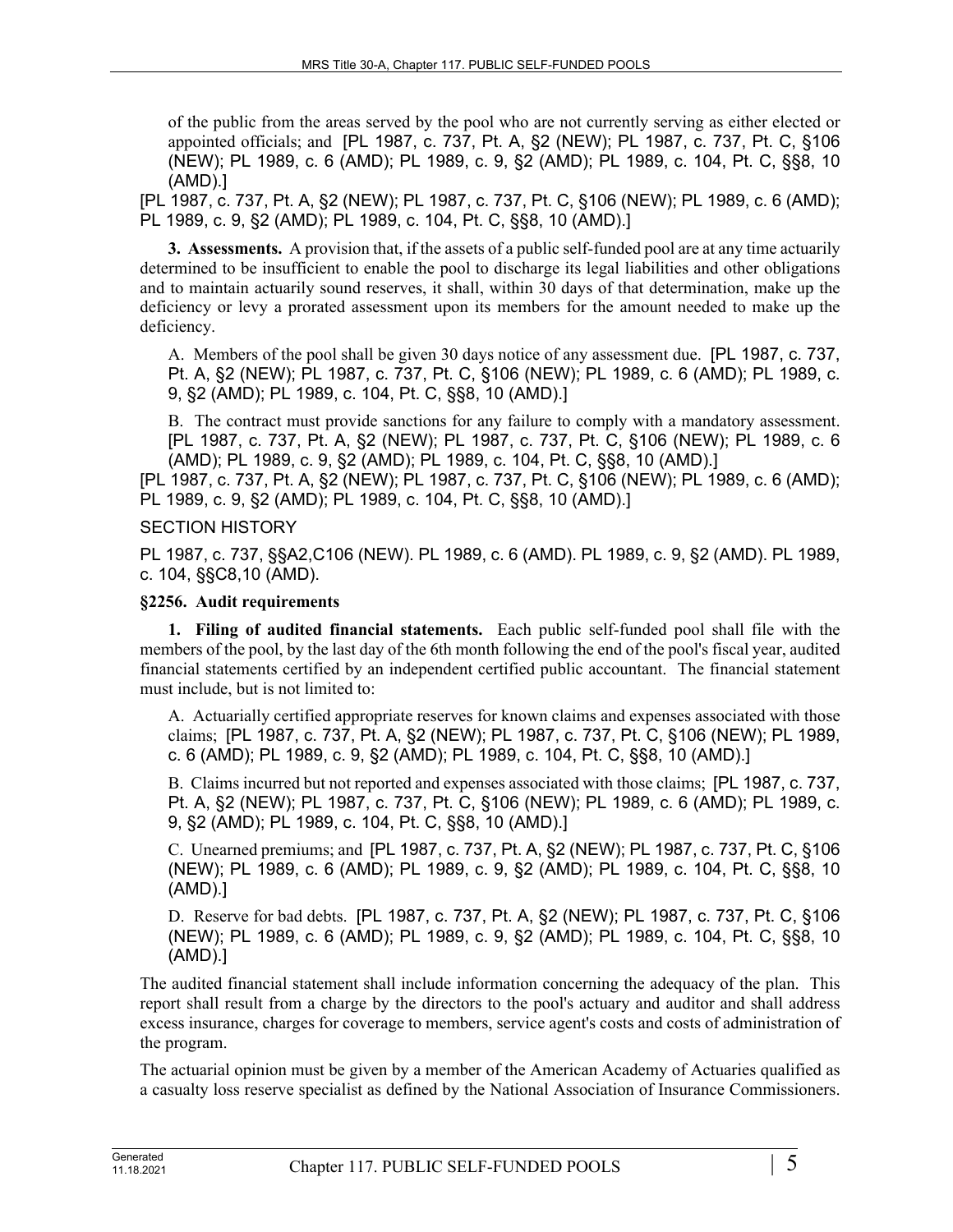of the public from the areas served by the pool who are not currently serving as either elected or appointed officials; and [PL 1987, c. 737, Pt. A, §2 (NEW); PL 1987, c. 737, Pt. C, §106 (NEW); PL 1989, c. 6 (AMD); PL 1989, c. 9, §2 (AMD); PL 1989, c. 104, Pt. C, §§8, 10 (AMD).]

[PL 1987, c. 737, Pt. A, §2 (NEW); PL 1987, c. 737, Pt. C, §106 (NEW); PL 1989, c. 6 (AMD); PL 1989, c. 9, §2 (AMD); PL 1989, c. 104, Pt. C, §§8, 10 (AMD).]

**3. Assessments.** A provision that, if the assets of a public self-funded pool are at any time actuarily determined to be insufficient to enable the pool to discharge its legal liabilities and other obligations and to maintain actuarily sound reserves, it shall, within 30 days of that determination, make up the deficiency or levy a prorated assessment upon its members for the amount needed to make up the deficiency.

A. Members of the pool shall be given 30 days notice of any assessment due. [PL 1987, c. 737, Pt. A, §2 (NEW); PL 1987, c. 737, Pt. C, §106 (NEW); PL 1989, c. 6 (AMD); PL 1989, c. 9, §2 (AMD); PL 1989, c. 104, Pt. C, §§8, 10 (AMD).]

B. The contract must provide sanctions for any failure to comply with a mandatory assessment. [PL 1987, c. 737, Pt. A, §2 (NEW); PL 1987, c. 737, Pt. C, §106 (NEW); PL 1989, c. 6 (AMD); PL 1989, c. 9, §2 (AMD); PL 1989, c. 104, Pt. C, §§8, 10 (AMD).]

[PL 1987, c. 737, Pt. A, §2 (NEW); PL 1987, c. 737, Pt. C, §106 (NEW); PL 1989, c. 6 (AMD); PL 1989, c. 9, §2 (AMD); PL 1989, c. 104, Pt. C, §§8, 10 (AMD).]

SECTION HISTORY

PL 1987, c. 737, §§A2,C106 (NEW). PL 1989, c. 6 (AMD). PL 1989, c. 9, §2 (AMD). PL 1989, c. 104, §§C8,10 (AMD).

### §2256. Audit requirements

**1. Filing of audited financial statements.** Each public self-funded pool shall file with the members of the pool, by the last day of the 6th month following the end of the pool's fiscal year, audited financial statements certified by an independent certified public accountant. The financial statement must include, but is not limited to:

A. Actuarially certified appropriate reserves for known claims and expenses associated with those claims; [PL 1987, c. 737, Pt. A, §2 (NEW); PL 1987, c. 737, Pt. C, §106 (NEW); PL 1989, c. 6 (AMD); PL 1989, c. 9, §2 (AMD); PL 1989, c. 104, Pt. C, §§8, 10 (AMD).]

B. Claims incurred but not reported and expenses associated with those claims; [PL 1987, c. 737, Pt. A, §2 (NEW); PL 1987, c. 737, Pt. C, §106 (NEW); PL 1989, c. 6 (AMD); PL 1989, c. 9, §2 (AMD); PL 1989, c. 104, Pt. C, §§8, 10 (AMD).]

C. Unearned premiums; and [PL 1987, c. 737, Pt. A, §2 (NEW); PL 1987, c. 737, Pt. C, §106 (NEW); PL 1989, c. 6 (AMD); PL 1989, c. 9, §2 (AMD); PL 1989, c. 104, Pt. C, §§8, 10 (AMD).]

D. Reserve for bad debts. [PL 1987, c. 737, Pt. A, §2 (NEW); PL 1987, c. 737, Pt. C, §106 (NEW); PL 1989, c. 6 (AMD); PL 1989, c. 9, §2 (AMD); PL 1989, c. 104, Pt. C, §§8, 10 (AMD).]

The audited financial statement shall include information concerning the adequacy of the plan. This report shall result from a charge by the directors to the pool's actuary and auditor and shall address excess insurance, charges for coverage to members, service agent's costs and costs of administration of the program.

The actuarial opinion must be given by a member of the American Academy of Actuaries qualified as a casualty loss reserve specialist as defined by the National Association of Insurance Commissioners.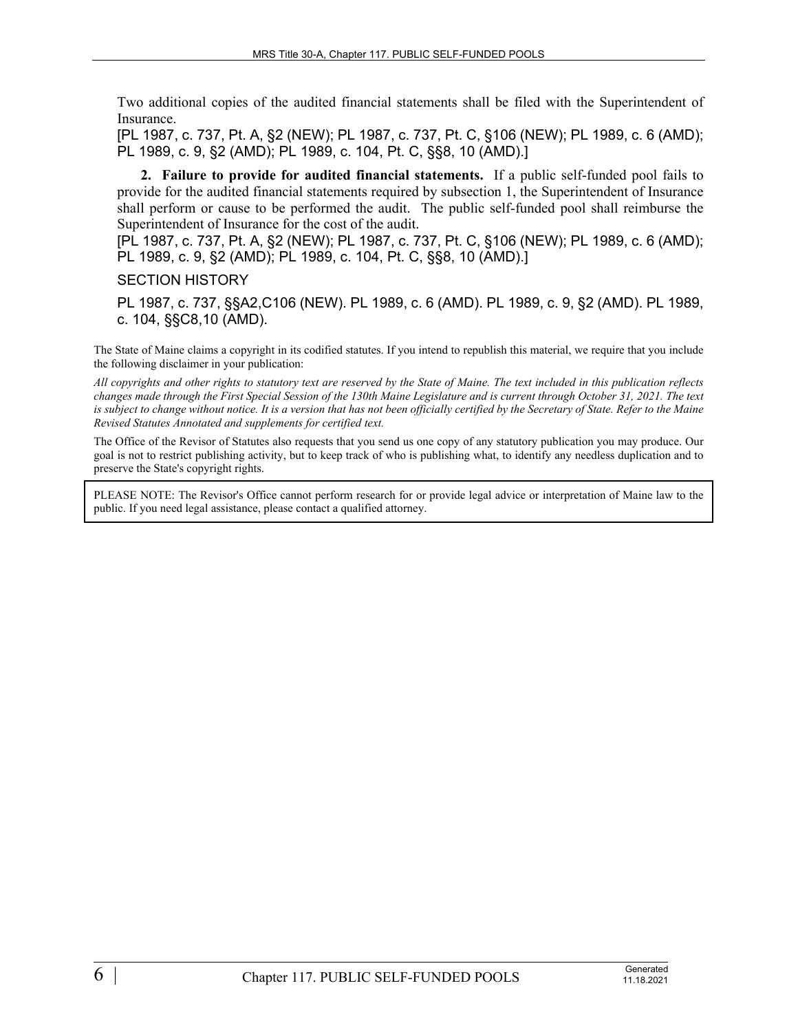Two additional copies of the audited financial statements shall be filed with the Superintendent of Insurance.

[PL 1987, c. 737, Pt. A, §2 (NEW); PL 1987, c. 737, Pt. C, §106 (NEW); PL 1989, c. 6 (AMD); PL 1989, c. 9, §2 (AMD); PL 1989, c. 104, Pt. C, §§8, 10 (AMD).]

**2. Failure to provide for audited financial statements.** If a public self-funded pool fails to provide for the audited financial statements required by subsection 1, the Superintendent of Insurance shall perform or cause to be performed the audit. The public self-funded pool shall reimburse the Superintendent of Insurance for the cost of the audit.

[PL 1987, c. 737, Pt. A, §2 (NEW); PL 1987, c. 737, Pt. C, §106 (NEW); PL 1989, c. 6 (AMD); PL 1989, c. 9, §2 (AMD); PL 1989, c. 104, Pt. C, §§8, 10 (AMD).]

SECTION HISTORY

PL 1987, c. 737, §§A2,C106 (NEW). PL 1989, c. 6 (AMD). PL 1989, c. 9, §2 (AMD). PL 1989, c. 104, §§C8,10 (AMD).

The State of Maine claims a copyright in its codified statutes. If you intend to republish this material, we require that you include the following disclaimer in your publication:

*All copyrights and other rights to statutory text are reserved by the State of Maine. The text included in this publication reflects changes made through the First Special Session of the 130th Maine Legislature and is current through October 31, 2021. The text is subject to change without notice. It is a version that has not been officially certified by the Secretary of State. Refer to the Maine Revised Statutes Annotated and supplements for certified text.*

The Office of the Revisor of Statutes also requests that you send us one copy of any statutory publication you may produce. Our goal is not to restrict publishing activity, but to keep track of who is publishing what, to identify any needless duplication and to preserve the State's copyright rights.

PLEASE NOTE: The Revisor's Office cannot perform research for or provide legal advice or interpretation of Maine law to the public. If you need legal assistance, please contact a qualified attorney.